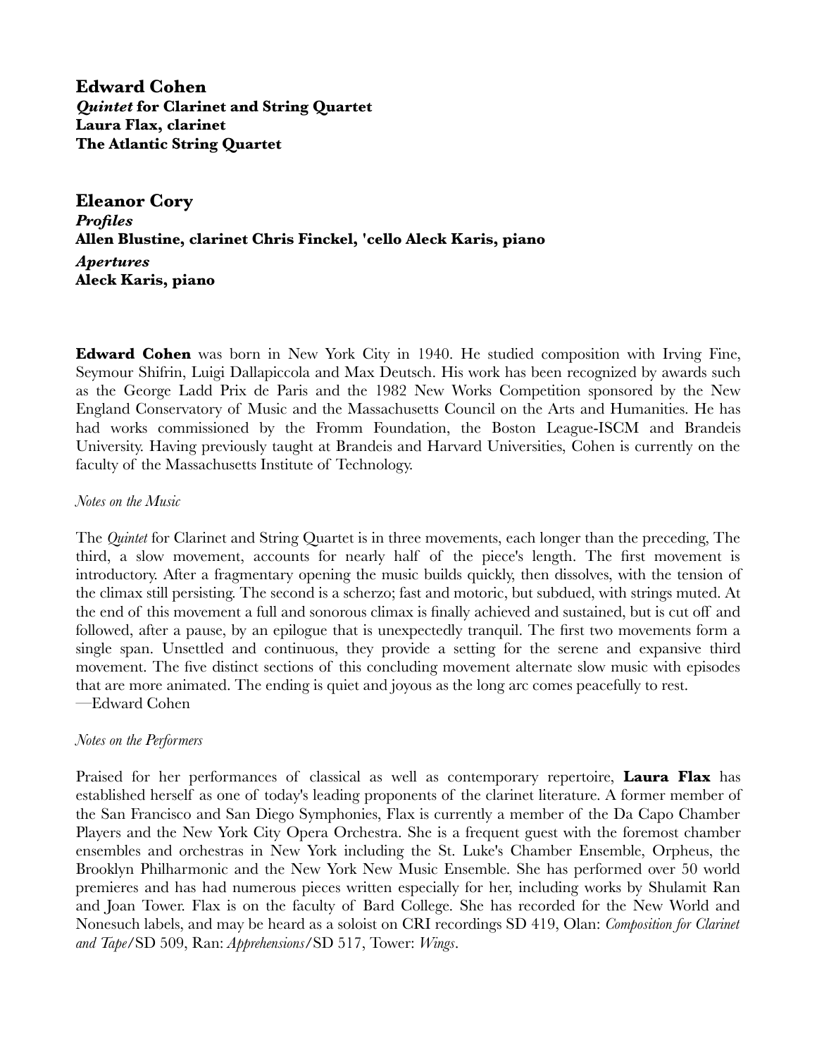**Edward Cohen**
***Quintet* for Clarinet and String Quartet**
**Laura Flax, clarinet**
**The Atlantic String Quartet**

**Eleanor Cory**
***Profiles***
**Allen Blustine, clarinet Chris Finckel, 'cello Aleck Karis, piano**
***Apertures***
**Aleck Karis, piano**

**Edward Cohen** was born in New York City in 1940. He studied composition with Irving Fine, Seymour Shifrin, Luigi Dallapiccola and Max Deutsch. His work has been recognized by awards such as the George Ladd Prix de Paris and the 1982 New Works Competition sponsored by the New England Conservatory of Music and the Massachusetts Council on the Arts and Humanities. He has had works commissioned by the Fromm Foundation, the Boston League-ISCM and Brandeis University. Having previously taught at Brandeis and Harvard Universities, Cohen is currently on the faculty of the Massachusetts Institute of Technology.

*Notes on the Music*

The *Quintet* for Clarinet and String Quartet is in three movements, each longer than the preceding, The third, a slow movement, accounts for nearly half of the piece's length. The first movement is introductory. After a fragmentary opening the music builds quickly, then dissolves, with the tension of the climax still persisting. The second is a scherzo; fast and motoric, but subdued, with strings muted. At the end of this movement a full and sonorous climax is finally achieved and sustained, but is cut off and followed, after a pause, by an epilogue that is unexpectedly tranquil. The first two movements form a single span. Unsettled and continuous, they provide a setting for the serene and expansive third movement. The five distinct sections of this concluding movement alternate slow music with episodes that are more animated. The ending is quiet and joyous as the long arc comes peacefully to rest.
—Edward Cohen

*Notes on the Performers*

Praised for her performances of classical as well as contemporary repertoire, **Laura Flax** has established herself as one of today's leading proponents of the clarinet literature. A former member of the San Francisco and San Diego Symphonies, Flax is currently a member of the Da Capo Chamber Players and the New York City Opera Orchestra. She is a frequent guest with the foremost chamber ensembles and orchestras in New York including the St. Luke's Chamber Ensemble, Orpheus, the Brooklyn Philharmonic and the New York New Music Ensemble. She has performed over 50 world premieres and has had numerous pieces written especially for her, including works by Shulamit Ran and Joan Tower. Flax is on the faculty of Bard College. She has recorded for the New World and Nonesuch labels, and may be heard as a soloist on CRI recordings SD 419, Olan: *Composition for Clarinet and Tape*/SD 509, Ran: *Apprehensions*/SD 517, Tower: *Wings*.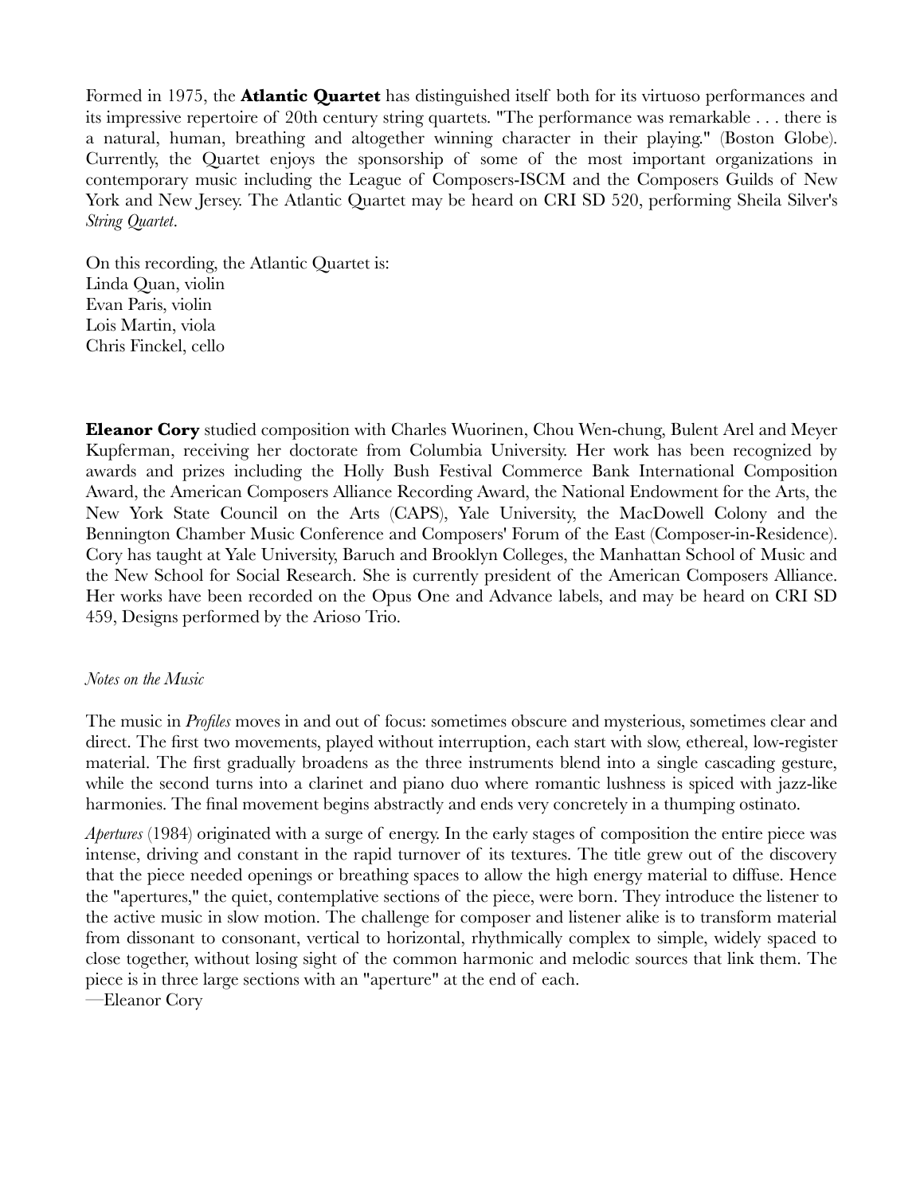Formed in 1975, the **Atlantic Quartet** has distinguished itself both for its virtuoso performances and its impressive repertoire of 20th century string quartets. "The performance was remarkable . . . there is a natural, human, breathing and altogether winning character in their playing." (Boston Globe). Currently, the Quartet enjoys the sponsorship of some of the most important organizations in contemporary music including the League of Composers-ISCM and the Composers Guilds of New York and New Jersey. The Atlantic Quartet may be heard on CRI SD 520, performing Sheila Silver's *String Quartet*.

On this recording, the Atlantic Quartet is:
Linda Quan, violin
Evan Paris, violin
Lois Martin, viola
Chris Finckel, cello

**Eleanor Cory** studied composition with Charles Wuorinen, Chou Wen-chung, Bulent Arel and Meyer Kupferman, receiving her doctorate from Columbia University. Her work has been recognized by awards and prizes including the Holly Bush Festival Commerce Bank International Composition Award, the American Composers Alliance Recording Award, the National Endowment for the Arts, the New York State Council on the Arts (CAPS), Yale University, the MacDowell Colony and the Bennington Chamber Music Conference and Composers' Forum of the East (Composer-in-Residence). Cory has taught at Yale University, Baruch and Brooklyn Colleges, the Manhattan School of Music and the New School for Social Research. She is currently president of the American Composers Alliance. Her works have been recorded on the Opus One and Advance labels, and may be heard on CRI SD 459, Designs performed by the Arioso Trio.

*Notes on the Music*

The music in *Profiles* moves in and out of focus: sometimes obscure and mysterious, sometimes clear and direct. The first two movements, played without interruption, each start with slow, ethereal, low-register material. The first gradually broadens as the three instruments blend into a single cascading gesture, while the second turns into a clarinet and piano duo where romantic lushness is spiced with jazz-like harmonies. The final movement begins abstractly and ends very concretely in a thumping ostinato.

*Apertures* (1984) originated with a surge of energy. In the early stages of composition the entire piece was intense, driving and constant in the rapid turnover of its textures. The title grew out of the discovery that the piece needed openings or breathing spaces to allow the high energy material to diffuse. Hence the "apertures," the quiet, contemplative sections of the piece, were born. They introduce the listener to the active music in slow motion. The challenge for composer and listener alike is to transform material from dissonant to consonant, vertical to horizontal, rhythmically complex to simple, widely spaced to close together, without losing sight of the common harmonic and melodic sources that link them. The piece is in three large sections with an "aperture" at the end of each.
—Eleanor Cory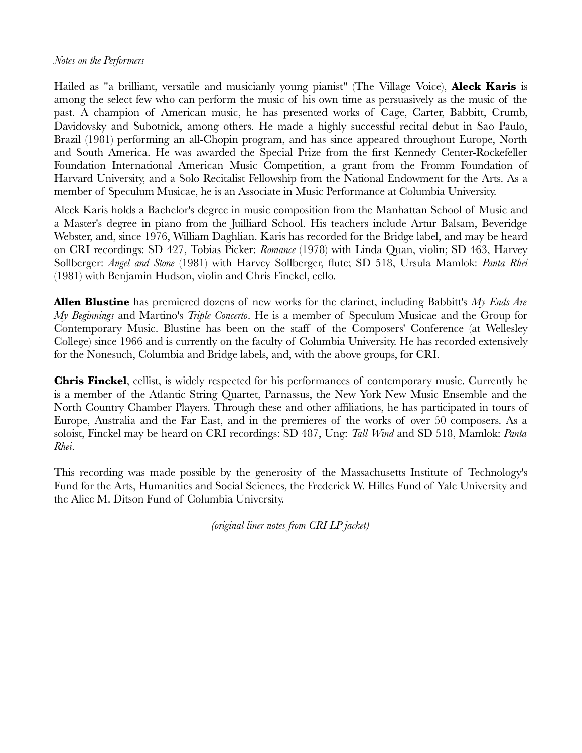*Notes on the Performers*

Hailed as "a brilliant, versatile and musicianly young pianist" (The Village Voice), **Aleck Karis** is among the select few who can perform the music of his own time as persuasively as the music of the past. A champion of American music, he has presented works of Cage, Carter, Babbitt, Crumb, Davidovsky and Subotnick, among others. He made a highly successful recital debut in Sao Paulo, Brazil (1981) performing an all-Chopin program, and has since appeared throughout Europe, North and South America. He was awarded the Special Prize from the first Kennedy Center-Rockefeller Foundation International American Music Competition, a grant from the Fromm Foundation of Harvard University, and a Solo Recitalist Fellowship from the National Endowment for the Arts. As a member of Speculum Musicae, he is an Associate in Music Performance at Columbia University.

Aleck Karis holds a Bachelor's degree in music composition from the Manhattan School of Music and a Master's degree in piano from the Juilliard School. His teachers include Artur Balsam, Beveridge Webster, and, since 1976, William Daghlian. Karis has recorded for the Bridge label, and may be heard on CRI recordings: SD 427, Tobias Picker: *Romance* (1978) with Linda Quan, violin; SD 463, Harvey Sollberger: *Angel and Stone* (1981) with Harvey Sollberger, flute; SD 518, Ursula Mamlok: *Panta Rhei* (1981) with Benjamin Hudson, violin and Chris Finckel, cello.

**Allen Blustine** has premiered dozens of new works for the clarinet, including Babbitt's *My Ends Are My Beginnings* and Martino's *Triple Concerto*. He is a member of Speculum Musicae and the Group for Contemporary Music. Blustine has been on the staff of the Composers' Conference (at Wellesley College) since 1966 and is currently on the faculty of Columbia University. He has recorded extensively for the Nonesuch, Columbia and Bridge labels, and, with the above groups, for CRI.

**Chris Finckel**, cellist, is widely respected for his performances of contemporary music. Currently he is a member of the Atlantic String Quartet, Parnassus, the New York New Music Ensemble and the North Country Chamber Players. Through these and other affiliations, he has participated in tours of Europe, Australia and the Far East, and in the premieres of the works of over 50 composers. As a soloist, Finckel may be heard on CRI recordings: SD 487, Ung: *Tall Wind* and SD 518, Mamlok: *Panta Rhei*.

This recording was made possible by the generosity of the Massachusetts Institute of Technology's Fund for the Arts, Humanities and Social Sciences, the Frederick W. Hilles Fund of Yale University and the Alice M. Ditson Fund of Columbia University.

*(original liner notes from CRI LP jacket)*